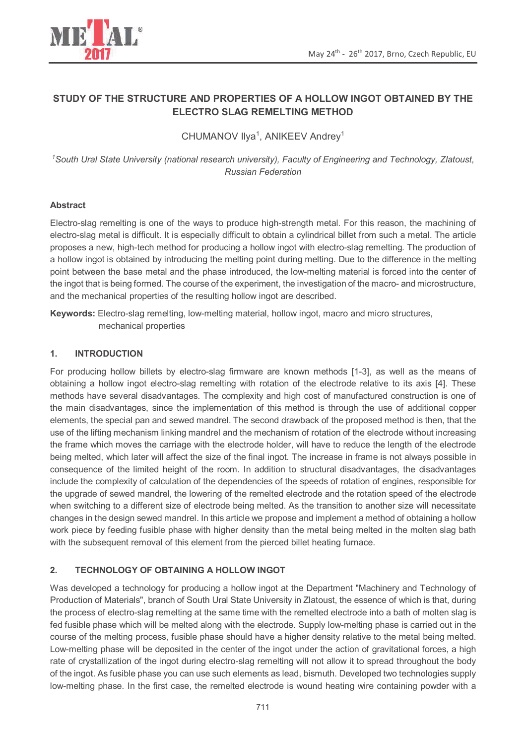# STUDY OF THE STRUCTURE AND PROPERTIES OF A HOLLOW INGOT OBTAINED BY THE ELECTRO SLAG REMELTING METHOD

CHUMANOV Ilya[1], ANIKEEV Andrey[1]

*[1]South Ural State University (national research university), Faculty of Engineering and Technology, Zlatoust, Russian Federation*

### Abstract

Electro-slag remelting is one of the ways to produce high-strength metal. For this reason, the machining of electro-slag metal is difficult. It is especially difficult to obtain a cylindrical billet from such a metal. The article proposes a new, high-tech method for producing a hollow ingot with electro-slag remelting. The production of a hollow ingot is obtained by introducing the melting point during melting. Due to the difference in the melting point between the base metal and the phase introduced, the low-melting material is forced into the center of the ingot that is being formed. The course of the experiment, the investigation of the macro- and microstructure, and the mechanical properties of the resulting hollow ingot are described.

**Keywords:** Electro-slag remelting, low-melting material, hollow ingot, macro and micro structures, mechanical properties

## 1. INTRODUCTION

For producing hollow billets by electro-slag firmware are known methods [1-3], as well as the means of obtaining a hollow ingot electro-slag remelting with rotation of the electrode relative to its axis [4]. These methods have several disadvantages. The complexity and high cost of manufactured construction is one of the main disadvantages, since the implementation of this method is through the use of additional copper elements, the special pan and sewed mandrel. The second drawback of the proposed method is then, that the use of the lifting mechanism linking mandrel and the mechanism of rotation of the electrode without increasing the frame which moves the carriage with the electrode holder, will have to reduce the length of the electrode being melted, which later will affect the size of the final ingot. The increase in frame is not always possible in consequence of the limited height of the room. In addition to structural disadvantages, the disadvantages include the complexity of calculation of the dependencies of the speeds of rotation of engines, responsible for the upgrade of sewed mandrel, the lowering of the remelted electrode and the rotation speed of the electrode when switching to a different size of electrode being melted. As the transition to another size will necessitate changes in the design sewed mandrel. In this article we propose and implement a method of obtaining a hollow work piece by feeding fusible phase with higher density than the metal being melted in the molten slag bath with the subsequent removal of this element from the pierced billet heating furnace.

## 2. TECHNOLOGY OF OBTAINING A HOLLOW INGOT

Was developed a technology for producing a hollow ingot at the Department "Machinery and Technology of Production of Materials", branch of South Ural State University in Zlatoust, the essence of which is that, during the process of electro-slag remelting at the same time with the remelted electrode into a bath of molten slag is fed fusible phase which will be melted along with the electrode. Supply low-melting phase is carried out in the course of the melting process, fusible phase should have a higher density relative to the metal being melted. Low-melting phase will be deposited in the center of the ingot under the action of gravitational forces, a high rate of crystallization of the ingot during electro-slag remelting will not allow it to spread throughout the body of the ingot. As fusible phase you can use such elements as lead, bismuth. Developed two technologies supply low-melting phase. In the first case, the remelted electrode is wound heating wire containing powder with a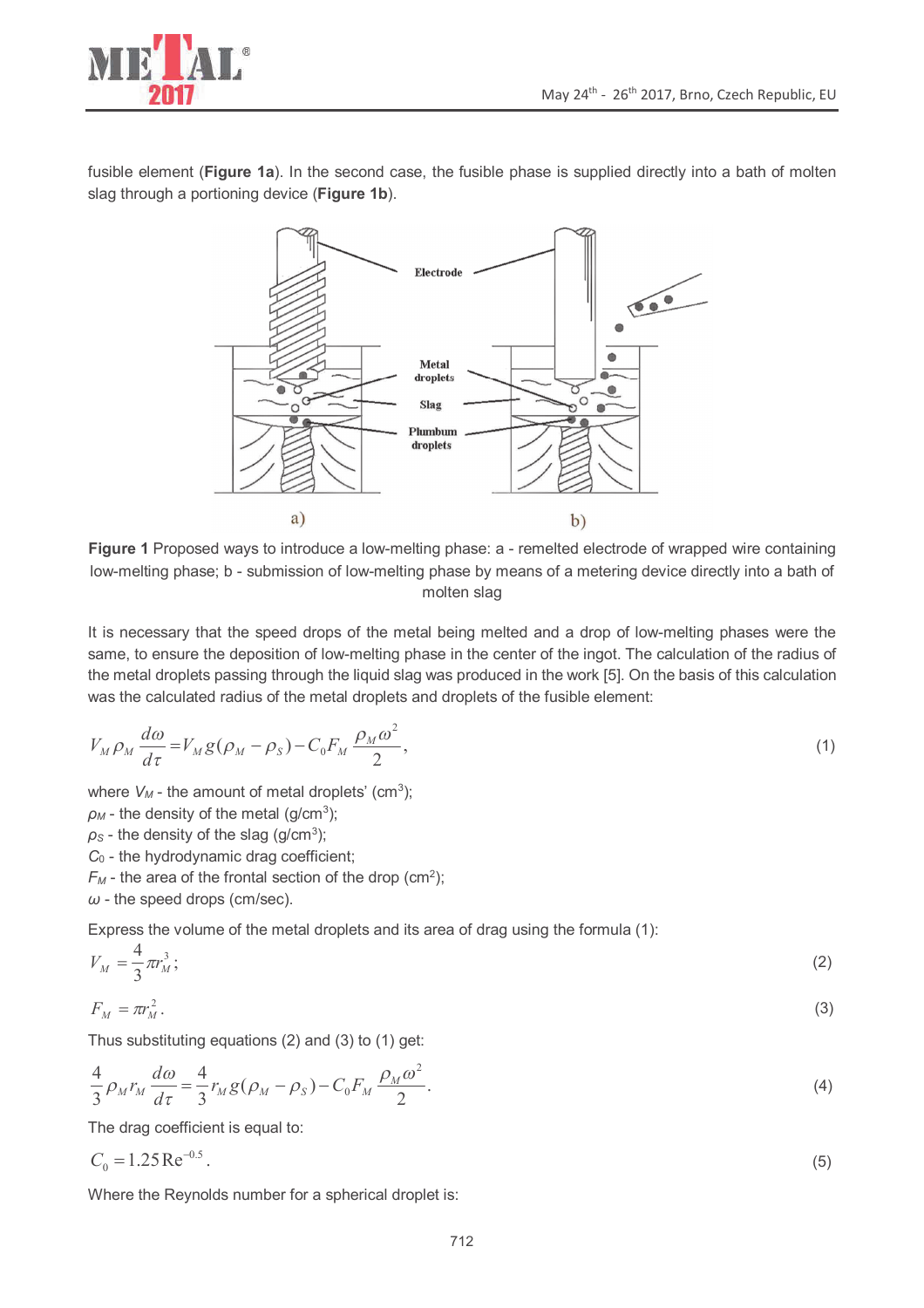fusible element (**Figure 1a**). In the second case, the fusible phase is supplied directly into a bath of molten slag through a portioning device (**Figure 1b**).

**Figure 1** Proposed ways to introduce a low-melting phase: a - remelted electrode of wrapped wire containing low-melting phase; b - submission of low-melting phase by means of a metering device directly into a bath of molten slag

It is necessary that the speed drops of the metal being melted and a drop of low-melting phases were the same, to ensure the deposition of low-melting phase in the center of the ingot. The calculation of the radius of the metal droplets passing through the liquid slag was produced in the work [5]. On the basis of this calculation was the calculated radius of the metal droplets and droplets of the fusible element:

$$V_M \rho_M \frac{d\omega}{d\tau} = V_M g(\rho_M - \rho_S) - C_0 F_M \frac{\rho_M \omega^2}{2}, \tag{1}$$

where $V_M$ - the amount of metal droplets' ($cm^3$);
$\rho_M$ - the density of the metal ($g/cm^3$);
$\rho_S$ - the density of the slag ($g/cm^3$);
$C_0$ - the hydrodynamic drag coefficient;
$F_M$ - the area of the frontal section of the drop ($cm^2$);
$\omega$ - the speed drops (cm/sec).

Express the volume of the metal droplets and its area of drag using the formula (1):

$$V_M = \frac{4}{3}\pi r_M^3; \tag{2}$$

$$F_M = \pi r_M^2. \tag{3}$$

Thus substituting equations (2) and (3) to (1) get:

$$\frac{4}{3}\rho_M r_M \frac{d\omega}{d\tau} = \frac{4}{3} r_M g(\rho_M - \rho_S) - C_0 F_M \frac{\rho_M \omega^2}{2}. \tag{4}$$

The drag coefficient is equal to:

$$C_0 = 1.25\,\mathrm{Re}^{-0.5}. \tag{5}$$

Where the Reynolds number for a spherical droplet is: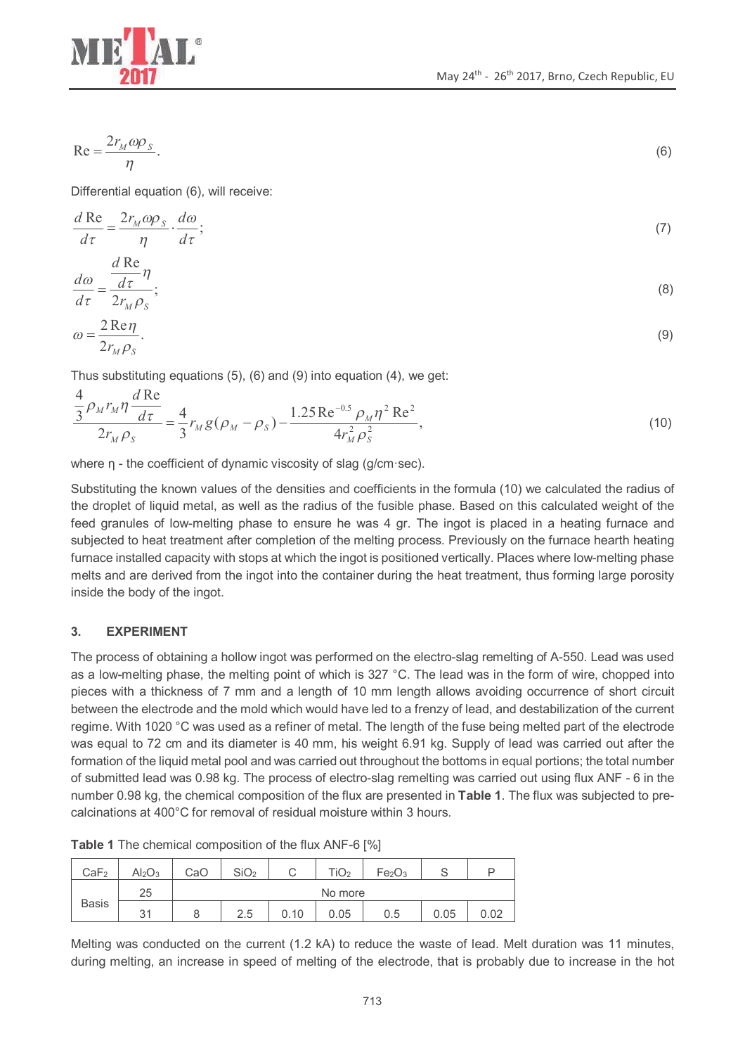$$\mathrm{Re} = \frac{2r_M \omega \rho_S}{\eta}. \tag{6}$$

Differential equation (6), will receive:

$$\frac{d\,\mathrm{Re}}{d\tau} = \frac{2r_M \omega \rho_S}{\eta} \cdot \frac{d\omega}{d\tau}; \tag{7}$$

$$\frac{d\omega}{d\tau} = \frac{\frac{d\,\mathrm{Re}}{d\tau}\eta}{2r_M \rho_S}; \tag{8}$$

$$\omega = \frac{2\,\mathrm{Re}\,\eta}{2r_M \rho_S}. \tag{9}$$

Thus substituting equations (5), (6) and (9) into equation (4), we get:

$$\frac{\frac{4}{3}\rho_M r_M \eta \frac{d\,\mathrm{Re}}{d\tau}}{2r_M \rho_S} = \frac{4}{3} r_M g(\rho_M - \rho_S) - \frac{1.25\,\mathrm{Re}^{-0.5}\,\rho_M \eta^2\,\mathrm{Re}^2}{4r_M^2 \rho_S^2}, \tag{10}$$

where η - the coefficient of dynamic viscosity of slag (g/cm·sec).

Substituting the known values of the densities and coefficients in the formula (10) we calculated the radius of the droplet of liquid metal, as well as the radius of the fusible phase. Based on this calculated weight of the feed granules of low-melting phase to ensure he was 4 gr. The ingot is placed in a heating furnace and subjected to heat treatment after completion of the melting process. Previously on the furnace hearth heating furnace installed capacity with stops at which the ingot is positioned vertically. Places where low-melting phase melts and are derived from the ingot into the container during the heat treatment, thus forming large porosity inside the body of the ingot.

## 3. EXPERIMENT

The process of obtaining a hollow ingot was performed on the electro-slag remelting of A-550. Lead was used as a low-melting phase, the melting point of which is 327 °C. The lead was in the form of wire, chopped into pieces with a thickness of 7 mm and a length of 10 mm length allows avoiding occurrence of short circuit between the electrode and the mold which would have led to a frenzy of lead, and destabilization of the current regime. With 1020 °C was used as a refiner of metal. The length of the fuse being melted part of the electrode was equal to 72 cm and its diameter is 40 mm, his weight 6.91 kg. Supply of lead was carried out after the formation of the liquid metal pool and was carried out throughout the bottoms in equal portions; the total number of submitted lead was 0.98 kg. The process of electro-slag remelting was carried out using flux ANF - 6 in the number 0.98 kg, the chemical composition of the flux are presented in **Table 1**. The flux was subjected to pre-calcinations at 400°C for removal of residual moisture within 3 hours.

**Table 1** The chemical composition of the flux ANF-6 [%]

| $CaF_2$ | $Al_2O_3$ | CaO | $SiO_2$ | C | $TiO_2$ | $Fe_2O_3$ | S | P |
|---|---|---|---|---|---|---|---|---|
| Basis | 25 | No more | | | | | | |
| | 31 | 8 | 2.5 | 0.10 | 0.05 | 0.5 | 0.05 | 0.02 |

Melting was conducted on the current (1.2 kA) to reduce the waste of lead. Melt duration was 11 minutes, during melting, an increase in speed of melting of the electrode, that is probably due to increase in the hot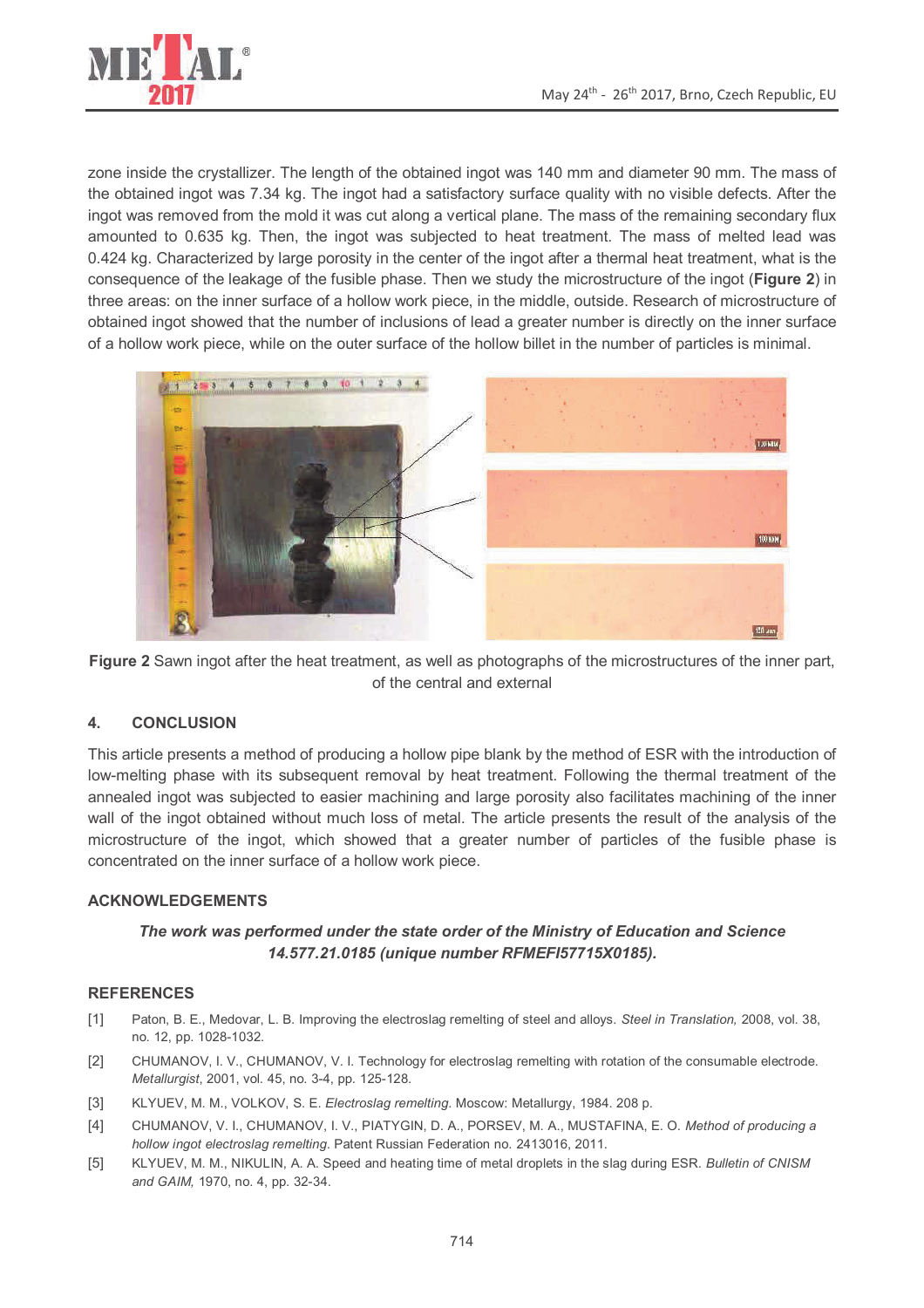zone inside the crystallizer. The length of the obtained ingot was 140 mm and diameter 90 mm. The mass of the obtained ingot was 7.34 kg. The ingot had a satisfactory surface quality with no visible defects. After the ingot was removed from the mold it was cut along a vertical plane. The mass of the remaining secondary flux amounted to 0.635 kg. Then, the ingot was subjected to heat treatment. The mass of melted lead was 0.424 kg. Characterized by large porosity in the center of the ingot after a thermal heat treatment, what is the consequence of the leakage of the fusible phase. Then we study the microstructure of the ingot (**Figure 2**) in three areas: on the inner surface of a hollow work piece, in the middle, outside. Research of microstructure of obtained ingot showed that the number of inclusions of lead a greater number is directly on the inner surface of a hollow work piece, while on the outer surface of the hollow billet in the number of particles is minimal.

**Figure 2** Sawn ingot after the heat treatment, as well as photographs of the microstructures of the inner part, of the central and external

## 4. CONCLUSION

This article presents a method of producing a hollow pipe blank by the method of ESR with the introduction of low-melting phase with its subsequent removal by heat treatment. Following the thermal treatment of the annealed ingot was subjected to easier machining and large porosity also facilitates machining of the inner wall of the ingot obtained without much loss of metal. The article presents the result of the analysis of the microstructure of the ingot, which showed that a greater number of particles of the fusible phase is concentrated on the inner surface of a hollow work piece.

## ACKNOWLEDGEMENTS

***The work was performed under the state order of the Ministry of Education and Science 14.577.21.0185 (unique number RFMEFI57715X0185).***

## REFERENCES

[1] Paton, B. E., Medovar, L. B. Improving the electroslag remelting of steel and alloys. *Steel in Translation,* 2008, vol. 38, no. 12, pp. 1028-1032.

[2] CHUMANOV, I. V., CHUMANOV, V. I. Technology for electroslag remelting with rotation of the consumable electrode. *Metallurgist*, 2001, vol. 45, no. 3-4, pp. 125-128.

[3] KLYUEV, M. M., VOLKOV, S. E. *Electroslag remelting*. Moscow: Metallurgy, 1984. 208 p.

[4] CHUMANOV, V. I., CHUMANOV, I. V., PIATYGIN, D. A., PORSEV, M. A., MUSTAFINA, E. O. *Method of producing a hollow ingot electroslag remelting*. Patent Russian Federation no. 2413016, 2011.

[5] KLYUEV, M. M., NIKULIN, A. A. Speed and heating time of metal droplets in the slag during ESR. *Bulletin of CNISM and GAIM,* 1970, no. 4, pp. 32-34.